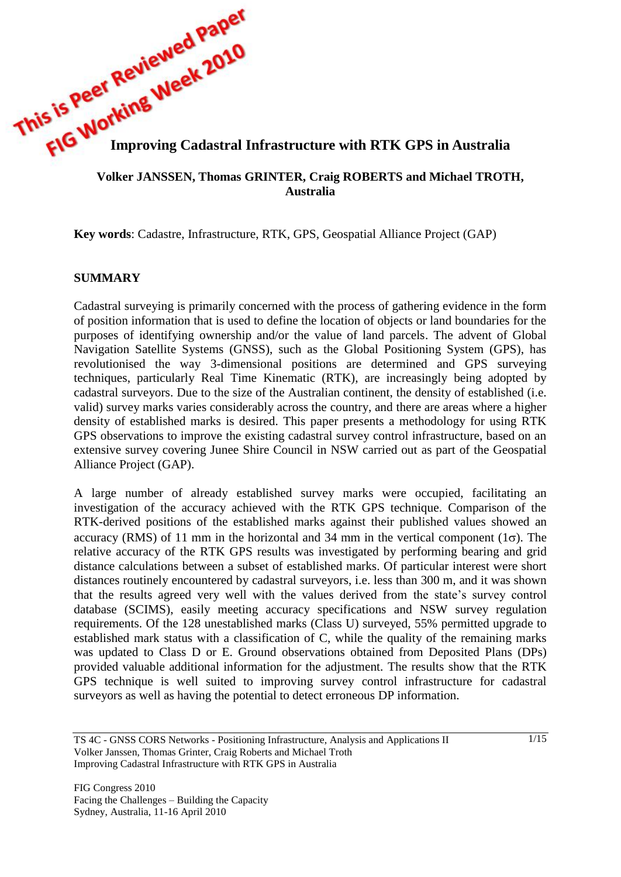This is Peer Reviewed Paper
FIG Working Week 2010

# Improving Cadastral Infrastructure with RTK GPS in Australia

**Volker JANSSEN, Thomas GRINTER, Craig ROBERTS and Michael TROTH, Australia**

**Key words**: Cadastre, Infrastructure, RTK, GPS, Geospatial Alliance Project (GAP)

## SUMMARY

Cadastral surveying is primarily concerned with the process of gathering evidence in the form of position information that is used to define the location of objects or land boundaries for the purposes of identifying ownership and/or the value of land parcels. The advent of Global Navigation Satellite Systems (GNSS), such as the Global Positioning System (GPS), has revolutionised the way 3-dimensional positions are determined and GPS surveying techniques, particularly Real Time Kinematic (RTK), are increasingly being adopted by cadastral surveyors. Due to the size of the Australian continent, the density of established (i.e. valid) survey marks varies considerably across the country, and there are areas where a higher density of established marks is desired. This paper presents a methodology for using RTK GPS observations to improve the existing cadastral survey control infrastructure, based on an extensive survey covering Junee Shire Council in NSW carried out as part of the Geospatial Alliance Project (GAP).

A large number of already established survey marks were occupied, facilitating an investigation of the accuracy achieved with the RTK GPS technique. Comparison of the RTK-derived positions of the established marks against their published values showed an accuracy (RMS) of 11 mm in the horizontal and 34 mm in the vertical component (1$\sigma$). The relative accuracy of the RTK GPS results was investigated by performing bearing and grid distance calculations between a subset of established marks. Of particular interest were short distances routinely encountered by cadastral surveyors, i.e. less than 300 m, and it was shown that the results agreed very well with the values derived from the state's survey control database (SCIMS), easily meeting accuracy specifications and NSW survey regulation requirements. Of the 128 unestablished marks (Class U) surveyed, 55% permitted upgrade to established mark status with a classification of C, while the quality of the remaining marks was updated to Class D or E. Ground observations obtained from Deposited Plans (DPs) provided valuable additional information for the adjustment. The results show that the RTK GPS technique is well suited to improving survey control infrastructure for cadastral surveyors as well as having the potential to detect erroneous DP information.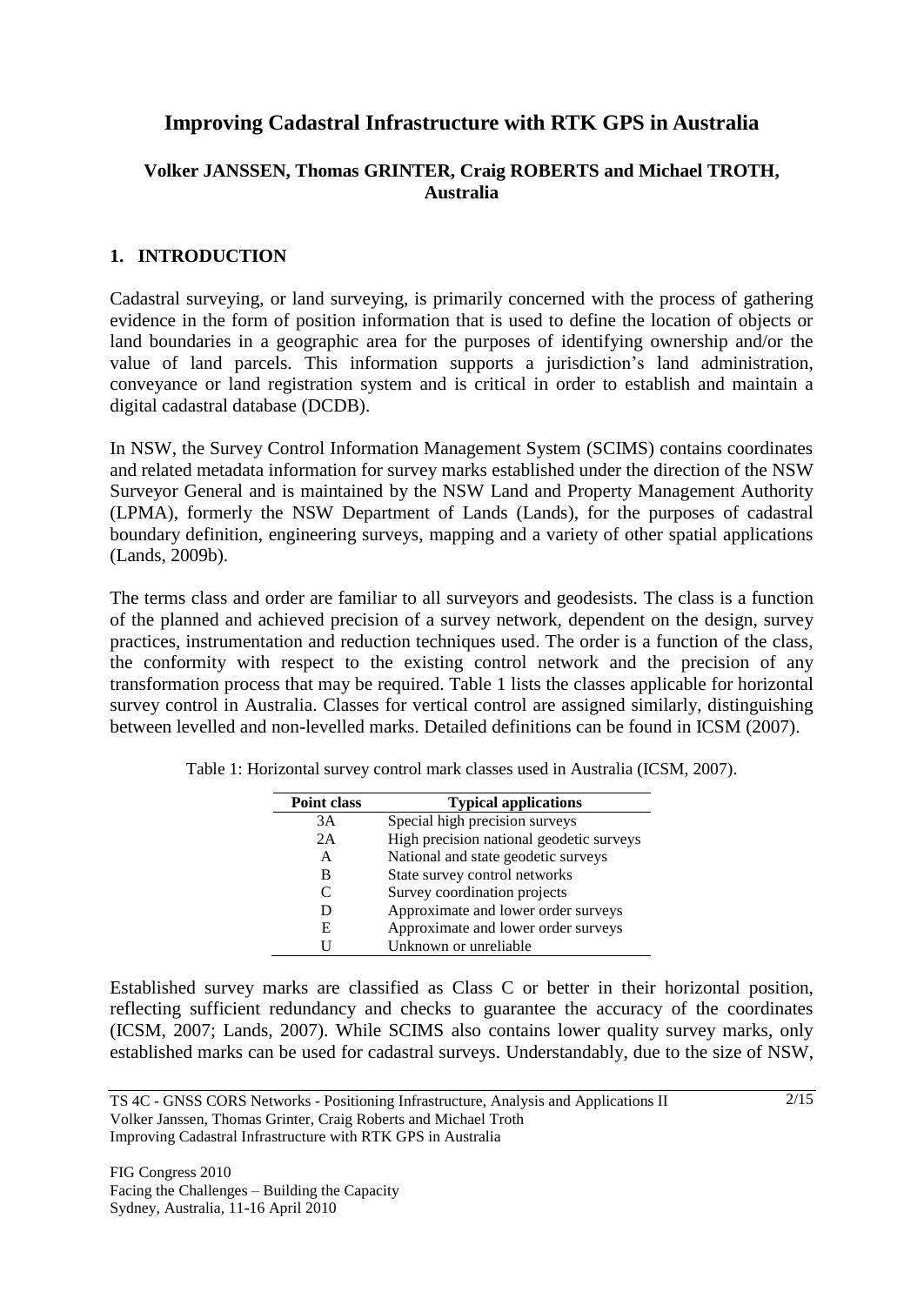# Improving Cadastral Infrastructure with RTK GPS in Australia

**Volker JANSSEN, Thomas GRINTER, Craig ROBERTS and Michael TROTH, Australia**

## 1. INTRODUCTION

Cadastral surveying, or land surveying, is primarily concerned with the process of gathering evidence in the form of position information that is used to define the location of objects or land boundaries in a geographic area for the purposes of identifying ownership and/or the value of land parcels. This information supports a jurisdiction's land administration, conveyance or land registration system and is critical in order to establish and maintain a digital cadastral database (DCDB).

In NSW, the Survey Control Information Management System (SCIMS) contains coordinates and related metadata information for survey marks established under the direction of the NSW Surveyor General and is maintained by the NSW Land and Property Management Authority (LPMA), formerly the NSW Department of Lands (Lands), for the purposes of cadastral boundary definition, engineering surveys, mapping and a variety of other spatial applications (Lands, 2009b).

The terms class and order are familiar to all surveyors and geodesists. The class is a function of the planned and achieved precision of a survey network, dependent on the design, survey practices, instrumentation and reduction techniques used. The order is a function of the class, the conformity with respect to the existing control network and the precision of any transformation process that may be required. Table 1 lists the classes applicable for horizontal survey control in Australia. Classes for vertical control are assigned similarly, distinguishing between levelled and non-levelled marks. Detailed definitions can be found in ICSM (2007).

Table 1: Horizontal survey control mark classes used in Australia (ICSM, 2007).

| Point class | Typical applications |
|---|---|
| 3A | Special high precision surveys |
| 2A | High precision national geodetic surveys |
| A | National and state geodetic surveys |
| B | State survey control networks |
| C | Survey coordination projects |
| D | Approximate and lower order surveys |
| E | Approximate and lower order surveys |
| U | Unknown or unreliable |

Established survey marks are classified as Class C or better in their horizontal position, reflecting sufficient redundancy and checks to guarantee the accuracy of the coordinates (ICSM, 2007; Lands, 2007). While SCIMS also contains lower quality survey marks, only established marks can be used for cadastral surveys. Understandably, due to the size of NSW,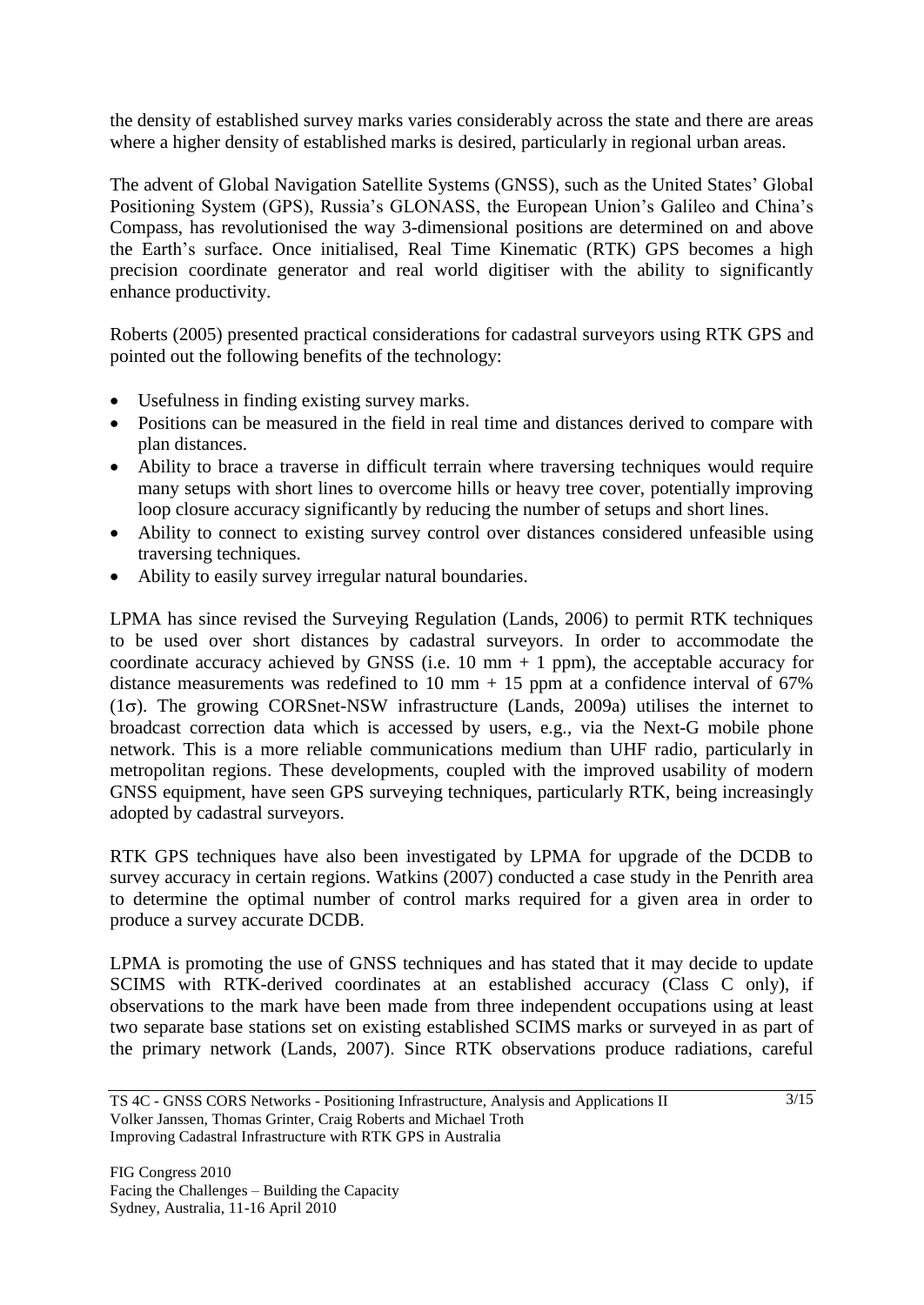the density of established survey marks varies considerably across the state and there are areas where a higher density of established marks is desired, particularly in regional urban areas.

The advent of Global Navigation Satellite Systems (GNSS), such as the United States' Global Positioning System (GPS), Russia's GLONASS, the European Union's Galileo and China's Compass, has revolutionised the way 3-dimensional positions are determined on and above the Earth's surface. Once initialised, Real Time Kinematic (RTK) GPS becomes a high precision coordinate generator and real world digitiser with the ability to significantly enhance productivity.

Roberts (2005) presented practical considerations for cadastral surveyors using RTK GPS and pointed out the following benefits of the technology:

- Usefulness in finding existing survey marks.
- Positions can be measured in the field in real time and distances derived to compare with plan distances.
- Ability to brace a traverse in difficult terrain where traversing techniques would require many setups with short lines to overcome hills or heavy tree cover, potentially improving loop closure accuracy significantly by reducing the number of setups and short lines.
- Ability to connect to existing survey control over distances considered unfeasible using traversing techniques.
- Ability to easily survey irregular natural boundaries.

LPMA has since revised the Surveying Regulation (Lands, 2006) to permit RTK techniques to be used over short distances by cadastral surveyors. In order to accommodate the coordinate accuracy achieved by GNSS (i.e. 10 mm + 1 ppm), the acceptable accuracy for distance measurements was redefined to 10 mm + 15 ppm at a confidence interval of 67% ($1\sigma$). The growing CORSnet-NSW infrastructure (Lands, 2009a) utilises the internet to broadcast correction data which is accessed by users, e.g., via the Next-G mobile phone network. This is a more reliable communications medium than UHF radio, particularly in metropolitan regions. These developments, coupled with the improved usability of modern GNSS equipment, have seen GPS surveying techniques, particularly RTK, being increasingly adopted by cadastral surveyors.

RTK GPS techniques have also been investigated by LPMA for upgrade of the DCDB to survey accuracy in certain regions. Watkins (2007) conducted a case study in the Penrith area to determine the optimal number of control marks required for a given area in order to produce a survey accurate DCDB.

LPMA is promoting the use of GNSS techniques and has stated that it may decide to update SCIMS with RTK-derived coordinates at an established accuracy (Class C only), if observations to the mark have been made from three independent occupations using at least two separate base stations set on existing established SCIMS marks or surveyed in as part of the primary network (Lands, 2007). Since RTK observations produce radiations, careful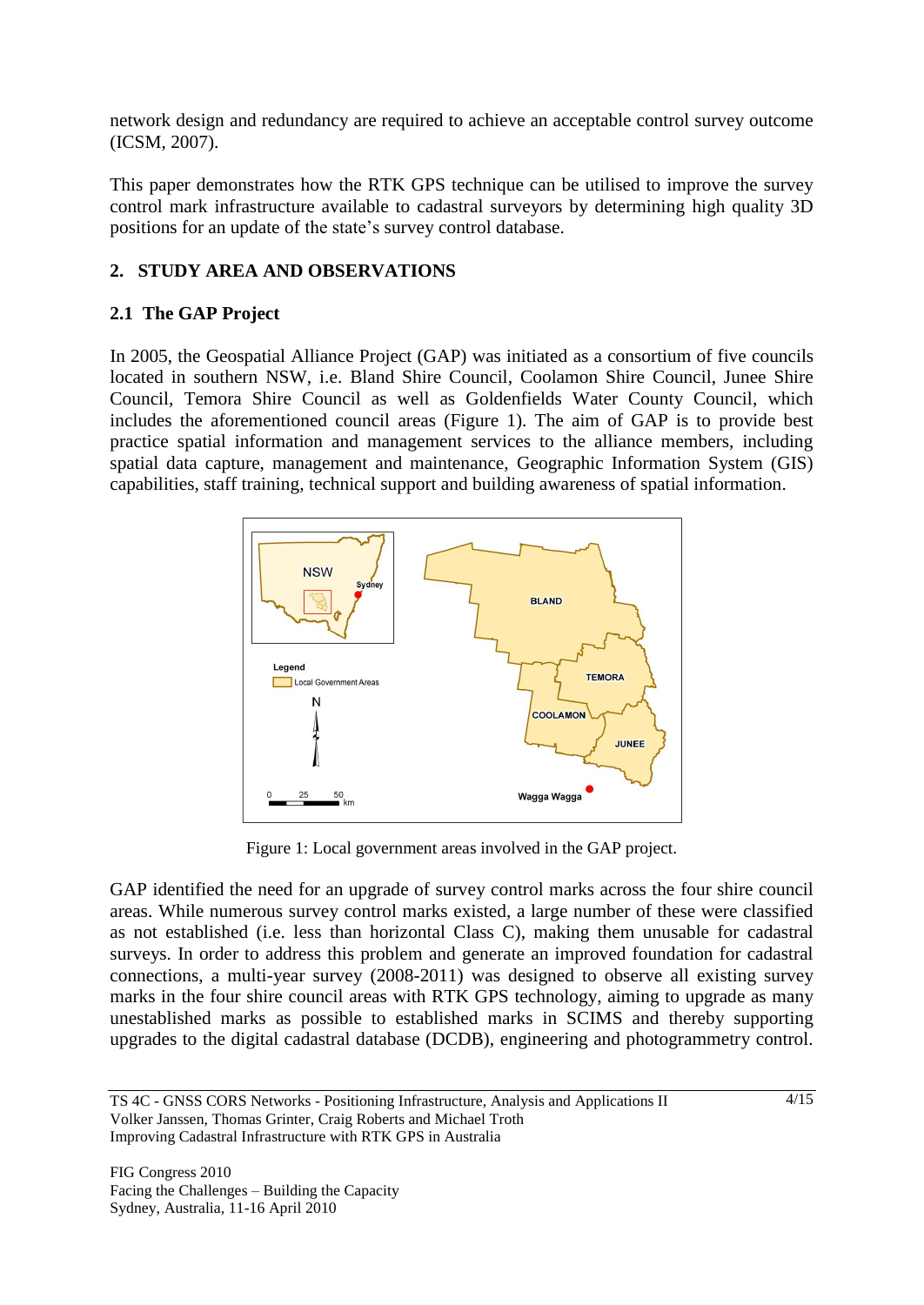network design and redundancy are required to achieve an acceptable control survey outcome (ICSM, 2007).

This paper demonstrates how the RTK GPS technique can be utilised to improve the survey control mark infrastructure available to cadastral surveyors by determining high quality 3D positions for an update of the state's survey control database.

## 2. STUDY AREA AND OBSERVATIONS

### 2.1 The GAP Project

In 2005, the Geospatial Alliance Project (GAP) was initiated as a consortium of five councils located in southern NSW, i.e. Bland Shire Council, Coolamon Shire Council, Junee Shire Council, Temora Shire Council as well as Goldenfields Water County Council, which includes the aforementioned council areas (Figure 1). The aim of GAP is to provide best practice spatial information and management services to the alliance members, including spatial data capture, management and maintenance, Geographic Information System (GIS) capabilities, staff training, technical support and building awareness of spatial information.

Figure 1: Local government areas involved in the GAP project.

GAP identified the need for an upgrade of survey control marks across the four shire council areas. While numerous survey control marks existed, a large number of these were classified as not established (i.e. less than horizontal Class C), making them unusable for cadastral surveys. In order to address this problem and generate an improved foundation for cadastral connections, a multi-year survey (2008-2011) was designed to observe all existing survey marks in the four shire council areas with RTK GPS technology, aiming to upgrade as many unestablished marks as possible to established marks in SCIMS and thereby supporting upgrades to the digital cadastral database (DCDB), engineering and photogrammetry control.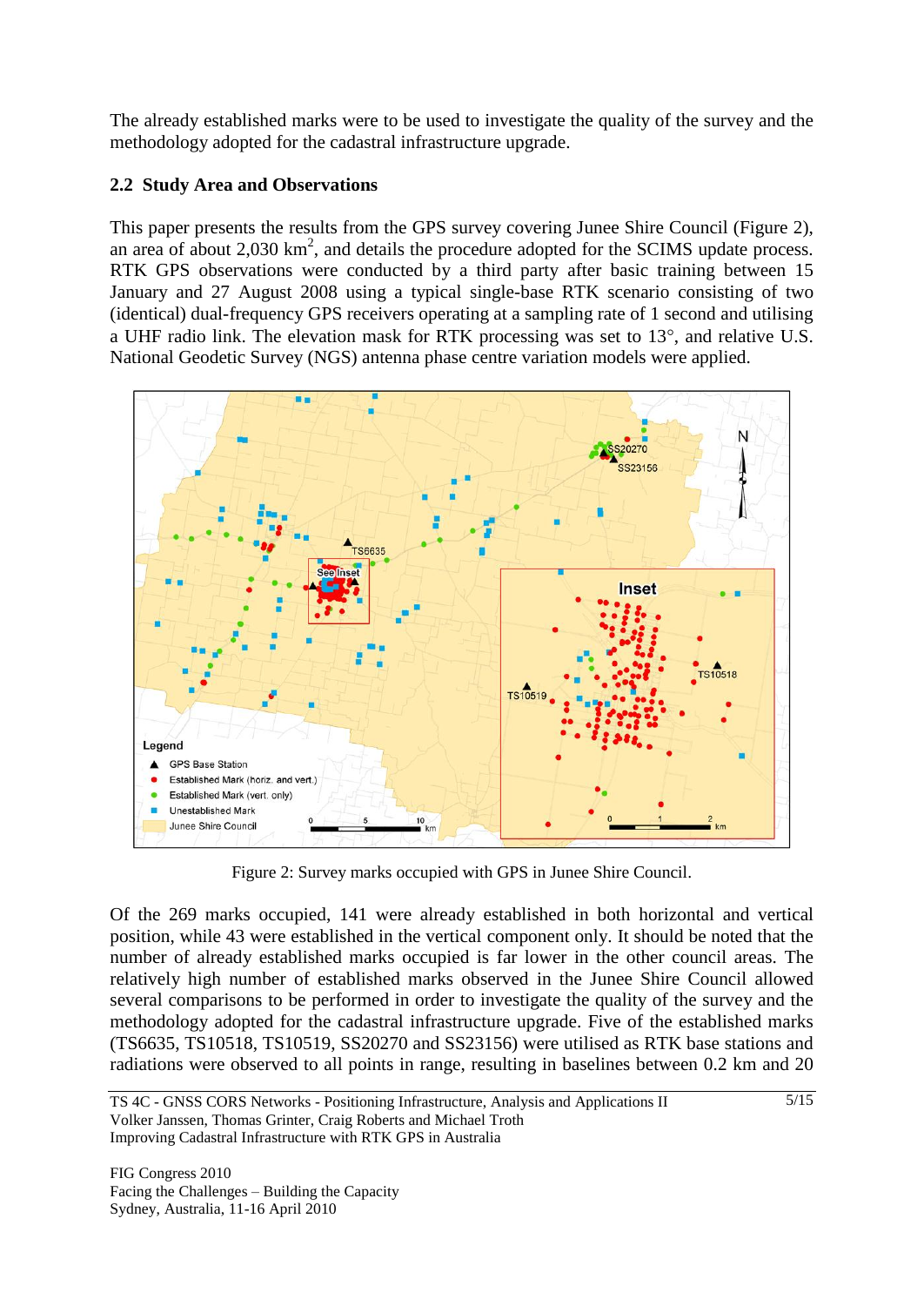The already established marks were to be used to investigate the quality of the survey and the methodology adopted for the cadastral infrastructure upgrade.

### 2.2 Study Area and Observations

This paper presents the results from the GPS survey covering Junee Shire Council (Figure 2), an area of about 2,030 km$^2$, and details the procedure adopted for the SCIMS update process. RTK GPS observations were conducted by a third party after basic training between 15 January and 27 August 2008 using a typical single-base RTK scenario consisting of two (identical) dual-frequency GPS receivers operating at a sampling rate of 1 second and utilising a UHF radio link. The elevation mask for RTK processing was set to 13°, and relative U.S. National Geodetic Survey (NGS) antenna phase centre variation models were applied.

Figure 2: Survey marks occupied with GPS in Junee Shire Council.

Of the 269 marks occupied, 141 were already established in both horizontal and vertical position, while 43 were established in the vertical component only. It should be noted that the number of already established marks occupied is far lower in the other council areas. The relatively high number of established marks observed in the Junee Shire Council allowed several comparisons to be performed in order to investigate the quality of the survey and the methodology adopted for the cadastral infrastructure upgrade. Five of the established marks (TS6635, TS10518, TS10519, SS20270 and SS23156) were utilised as RTK base stations and radiations were observed to all points in range, resulting in baselines between 0.2 km and 20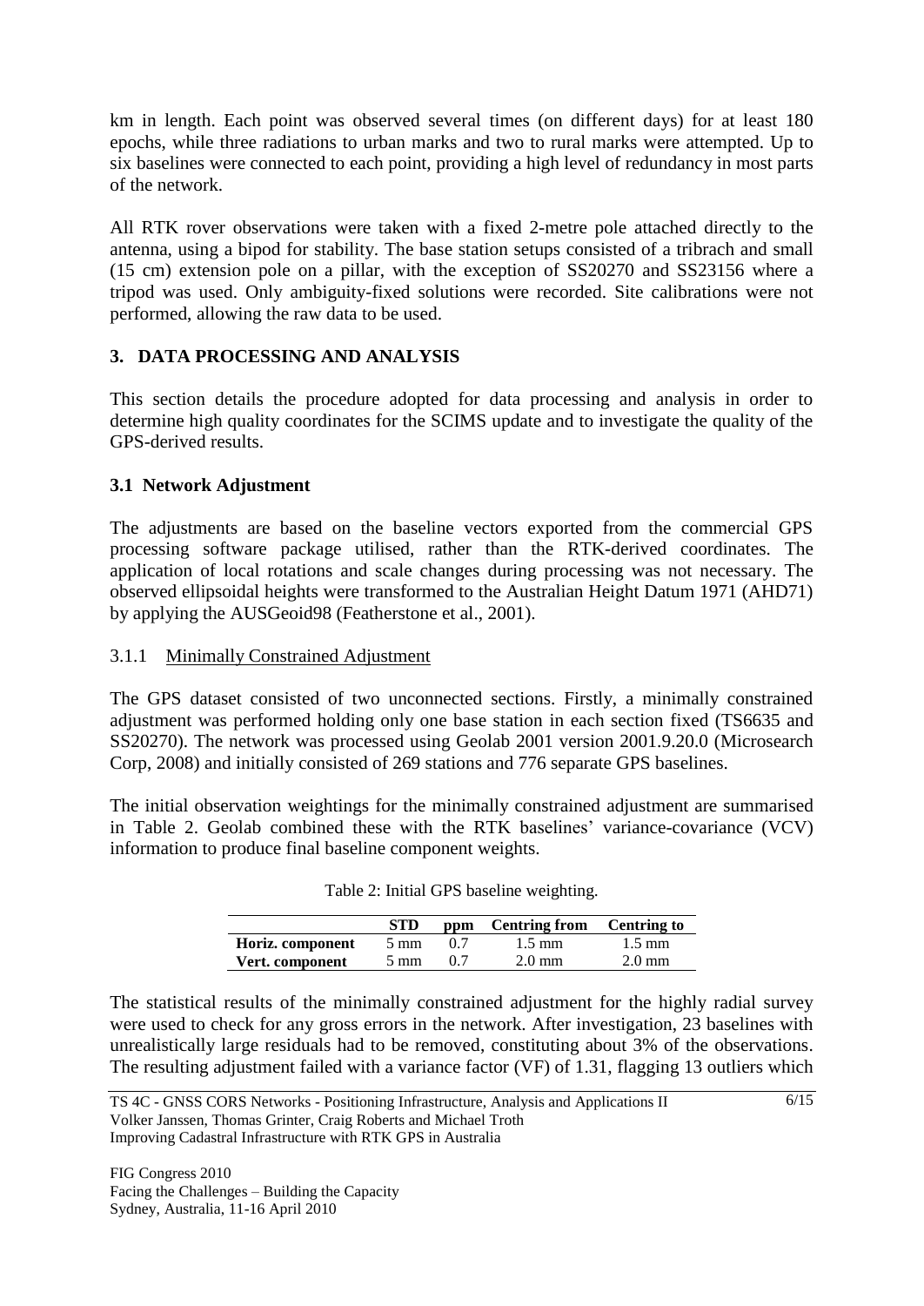km in length. Each point was observed several times (on different days) for at least 180 epochs, while three radiations to urban marks and two to rural marks were attempted. Up to six baselines were connected to each point, providing a high level of redundancy in most parts of the network.

All RTK rover observations were taken with a fixed 2-metre pole attached directly to the antenna, using a bipod for stability. The base station setups consisted of a tribrach and small (15 cm) extension pole on a pillar, with the exception of SS20270 and SS23156 where a tripod was used. Only ambiguity-fixed solutions were recorded. Site calibrations were not performed, allowing the raw data to be used.

## 3. DATA PROCESSING AND ANALYSIS

This section details the procedure adopted for data processing and analysis in order to determine high quality coordinates for the SCIMS update and to investigate the quality of the GPS-derived results.

### 3.1 Network Adjustment

The adjustments are based on the baseline vectors exported from the commercial GPS processing software package utilised, rather than the RTK-derived coordinates. The application of local rotations and scale changes during processing was not necessary. The observed ellipsoidal heights were transformed to the Australian Height Datum 1971 (AHD71) by applying the AUSGeoid98 (Featherstone et al., 2001).

#### 3.1.1 Minimally Constrained Adjustment

The GPS dataset consisted of two unconnected sections. Firstly, a minimally constrained adjustment was performed holding only one base station in each section fixed (TS6635 and SS20270). The network was processed using Geolab 2001 version 2001.9.20.0 (Microsearch Corp, 2008) and initially consisted of 269 stations and 776 separate GPS baselines.

The initial observation weightings for the minimally constrained adjustment are summarised in Table 2. Geolab combined these with the RTK baselines' variance-covariance (VCV) information to produce final baseline component weights.

Table 2: Initial GPS baseline weighting.

| | STD | ppm | Centring from | Centring to |
|---|---|---|---|---|
| **Horiz. component** | 5 mm | 0.7 | 1.5 mm | 1.5 mm |
| **Vert. component** | 5 mm | 0.7 | 2.0 mm | 2.0 mm |

The statistical results of the minimally constrained adjustment for the highly radial survey were used to check for any gross errors in the network. After investigation, 23 baselines with unrealistically large residuals had to be removed, constituting about 3% of the observations. The resulting adjustment failed with a variance factor (VF) of 1.31, flagging 13 outliers which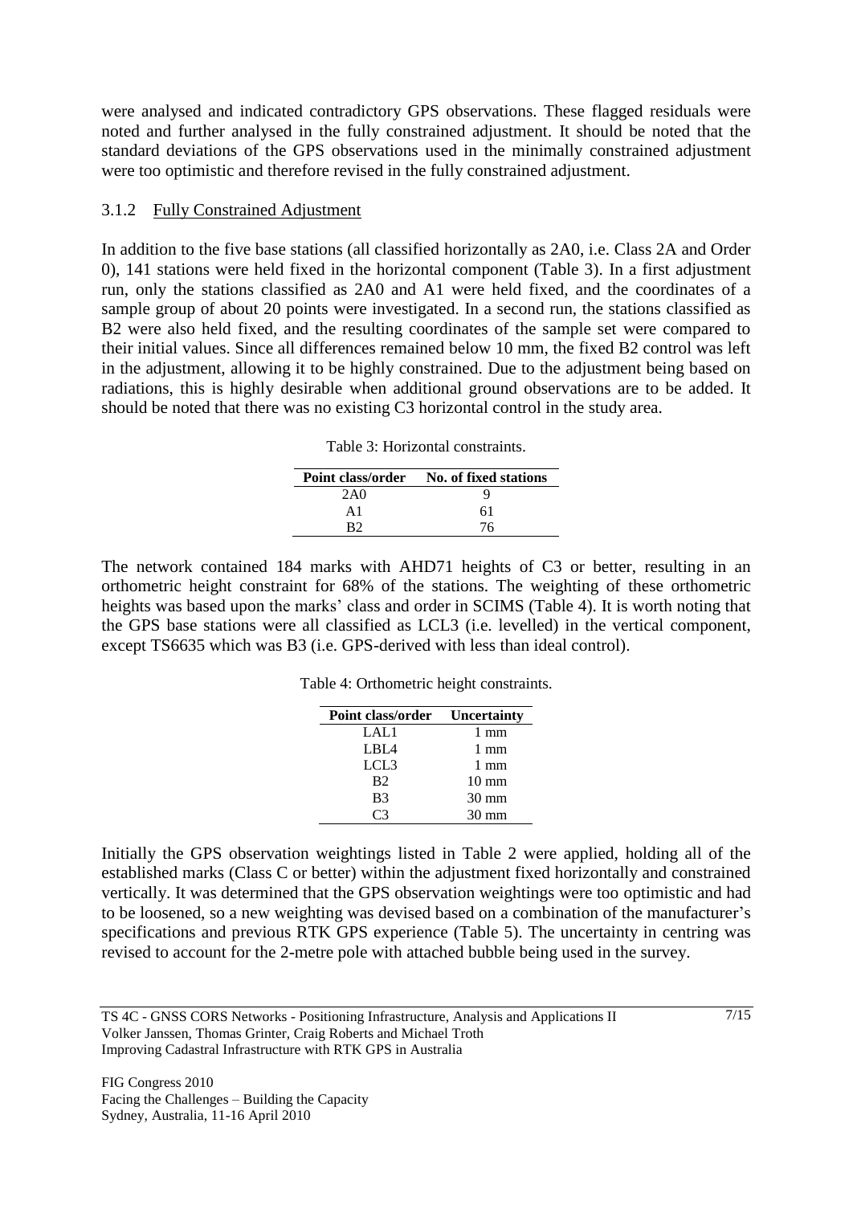were analysed and indicated contradictory GPS observations. These flagged residuals were noted and further analysed in the fully constrained adjustment. It should be noted that the standard deviations of the GPS observations used in the minimally constrained adjustment were too optimistic and therefore revised in the fully constrained adjustment.

#### 3.1.2 Fully Constrained Adjustment

In addition to the five base stations (all classified horizontally as 2A0, i.e. Class 2A and Order 0), 141 stations were held fixed in the horizontal component (Table 3). In a first adjustment run, only the stations classified as 2A0 and A1 were held fixed, and the coordinates of a sample group of about 20 points were investigated. In a second run, the stations classified as B2 were also held fixed, and the resulting coordinates of the sample set were compared to their initial values. Since all differences remained below 10 mm, the fixed B2 control was left in the adjustment, allowing it to be highly constrained. Due to the adjustment being based on radiations, this is highly desirable when additional ground observations are to be added. It should be noted that there was no existing C3 horizontal control in the study area.

Table 3: Horizontal constraints.

| Point class/order | No. of fixed stations |
|---|---|
| 2A0 | 9 |
| A1 | 61 |
| B2 | 76 |

The network contained 184 marks with AHD71 heights of C3 or better, resulting in an orthometric height constraint for 68% of the stations. The weighting of these orthometric heights was based upon the marks' class and order in SCIMS (Table 4). It is worth noting that the GPS base stations were all classified as LCL3 (i.e. levelled) in the vertical component, except TS6635 which was B3 (i.e. GPS-derived with less than ideal control).

Table 4: Orthometric height constraints.

| Point class/order | Uncertainty |
|---|---|
| LAL1 | 1 mm |
| LBL4 | 1 mm |
| LCL3 | 1 mm |
| B2 | 10 mm |
| B3 | 30 mm |
| C3 | 30 mm |

Initially the GPS observation weightings listed in Table 2 were applied, holding all of the established marks (Class C or better) within the adjustment fixed horizontally and constrained vertically. It was determined that the GPS observation weightings were too optimistic and had to be loosened, so a new weighting was devised based on a combination of the manufacturer's specifications and previous RTK GPS experience (Table 5). The uncertainty in centring was revised to account for the 2-metre pole with attached bubble being used in the survey.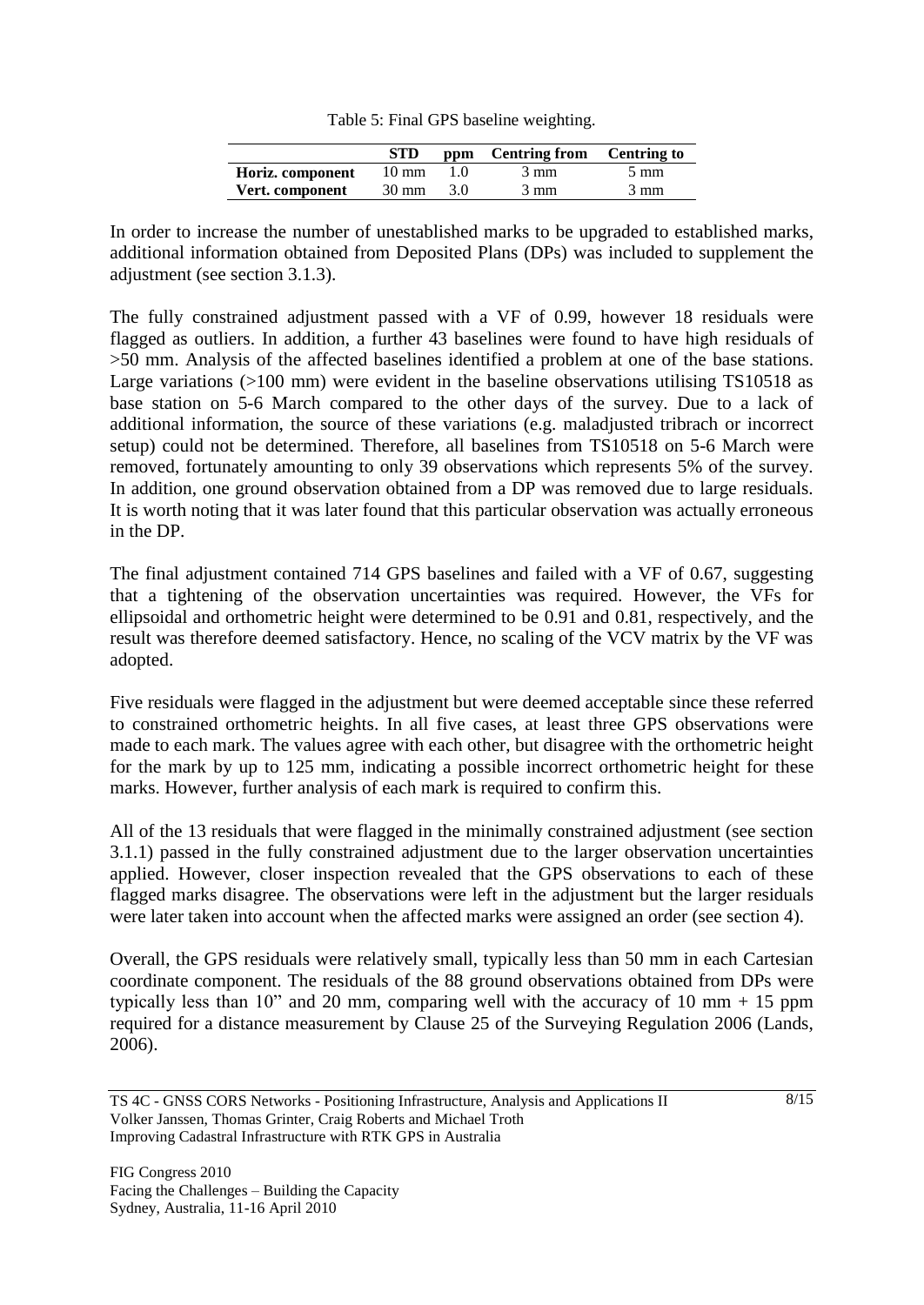Table 5: Final GPS baseline weighting.

| | STD | ppm | Centring from | Centring to |
|---|---|---|---|---|
| **Horiz. component** | 10 mm | 1.0 | 3 mm | 5 mm |
| **Vert. component** | 30 mm | 3.0 | 3 mm | 3 mm |

In order to increase the number of unestablished marks to be upgraded to established marks, additional information obtained from Deposited Plans (DPs) was included to supplement the adjustment (see section 3.1.3).

The fully constrained adjustment passed with a VF of 0.99, however 18 residuals were flagged as outliers. In addition, a further 43 baselines were found to have high residuals of >50 mm. Analysis of the affected baselines identified a problem at one of the base stations. Large variations (>100 mm) were evident in the baseline observations utilising TS10518 as base station on 5-6 March compared to the other days of the survey. Due to a lack of additional information, the source of these variations (e.g. maladjusted tribrach or incorrect setup) could not be determined. Therefore, all baselines from TS10518 on 5-6 March were removed, fortunately amounting to only 39 observations which represents 5% of the survey. In addition, one ground observation obtained from a DP was removed due to large residuals. It is worth noting that it was later found that this particular observation was actually erroneous in the DP.

The final adjustment contained 714 GPS baselines and failed with a VF of 0.67, suggesting that a tightening of the observation uncertainties was required. However, the VFs for ellipsoidal and orthometric height were determined to be 0.91 and 0.81, respectively, and the result was therefore deemed satisfactory. Hence, no scaling of the VCV matrix by the VF was adopted.

Five residuals were flagged in the adjustment but were deemed acceptable since these referred to constrained orthometric heights. In all five cases, at least three GPS observations were made to each mark. The values agree with each other, but disagree with the orthometric height for the mark by up to 125 mm, indicating a possible incorrect orthometric height for these marks. However, further analysis of each mark is required to confirm this.

All of the 13 residuals that were flagged in the minimally constrained adjustment (see section 3.1.1) passed in the fully constrained adjustment due to the larger observation uncertainties applied. However, closer inspection revealed that the GPS observations to each of these flagged marks disagree. The observations were left in the adjustment but the larger residuals were later taken into account when the affected marks were assigned an order (see section 4).

Overall, the GPS residuals were relatively small, typically less than 50 mm in each Cartesian coordinate component. The residuals of the 88 ground observations obtained from DPs were typically less than 10" and 20 mm, comparing well with the accuracy of 10 mm + 15 ppm required for a distance measurement by Clause 25 of the Surveying Regulation 2006 (Lands, 2006).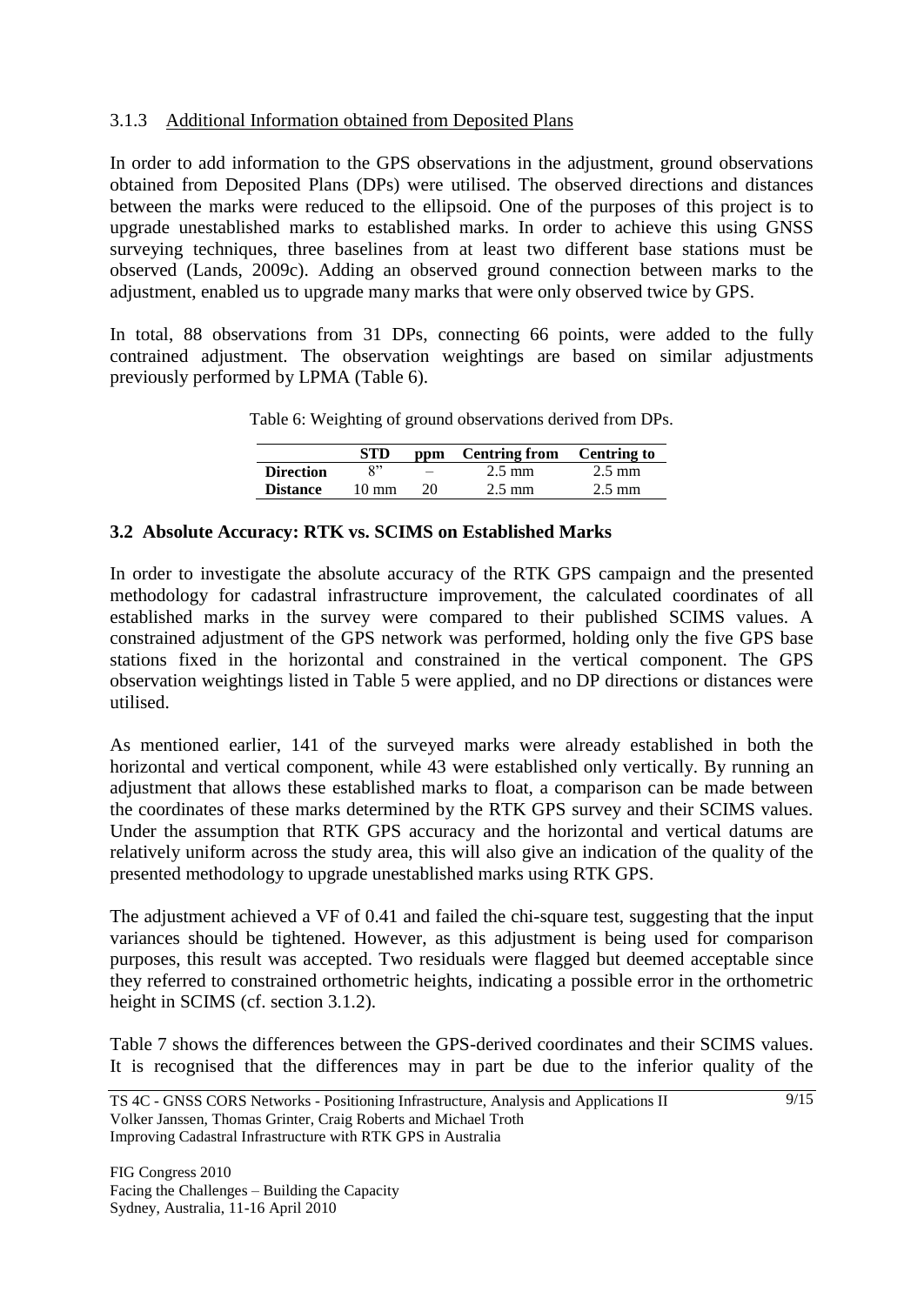### 3.1.3 Additional Information obtained from Deposited Plans

In order to add information to the GPS observations in the adjustment, ground observations obtained from Deposited Plans (DPs) were utilised. The observed directions and distances between the marks were reduced to the ellipsoid. One of the purposes of this project is to upgrade unestablished marks to established marks. In order to achieve this using GNSS surveying techniques, three baselines from at least two different base stations must be observed (Lands, 2009c). Adding an observed ground connection between marks to the adjustment, enabled us to upgrade many marks that were only observed twice by GPS.

In total, 88 observations from 31 DPs, connecting 66 points, were added to the fully contrained adjustment. The observation weightings are based on similar adjustments previously performed by LPMA (Table 6).

Table 6: Weighting of ground observations derived from DPs.

| | STD | ppm | Centring from | Centring to |
|---|---|---|---|---|
| **Direction** | 8" | – | 2.5 mm | 2.5 mm |
| **Distance** | 10 mm | 20 | 2.5 mm | 2.5 mm |

## 3.2 Absolute Accuracy: RTK vs. SCIMS on Established Marks

In order to investigate the absolute accuracy of the RTK GPS campaign and the presented methodology for cadastral infrastructure improvement, the calculated coordinates of all established marks in the survey were compared to their published SCIMS values. A constrained adjustment of the GPS network was performed, holding only the five GPS base stations fixed in the horizontal and constrained in the vertical component. The GPS observation weightings listed in Table 5 were applied, and no DP directions or distances were utilised.

As mentioned earlier, 141 of the surveyed marks were already established in both the horizontal and vertical component, while 43 were established only vertically. By running an adjustment that allows these established marks to float, a comparison can be made between the coordinates of these marks determined by the RTK GPS survey and their SCIMS values. Under the assumption that RTK GPS accuracy and the horizontal and vertical datums are relatively uniform across the study area, this will also give an indication of the quality of the presented methodology to upgrade unestablished marks using RTK GPS.

The adjustment achieved a VF of 0.41 and failed the chi-square test, suggesting that the input variances should be tightened. However, as this adjustment is being used for comparison purposes, this result was accepted. Two residuals were flagged but deemed acceptable since they referred to constrained orthometric heights, indicating a possible error in the orthometric height in SCIMS (cf. section 3.1.2).

Table 7 shows the differences between the GPS-derived coordinates and their SCIMS values. It is recognised that the differences may in part be due to the inferior quality of the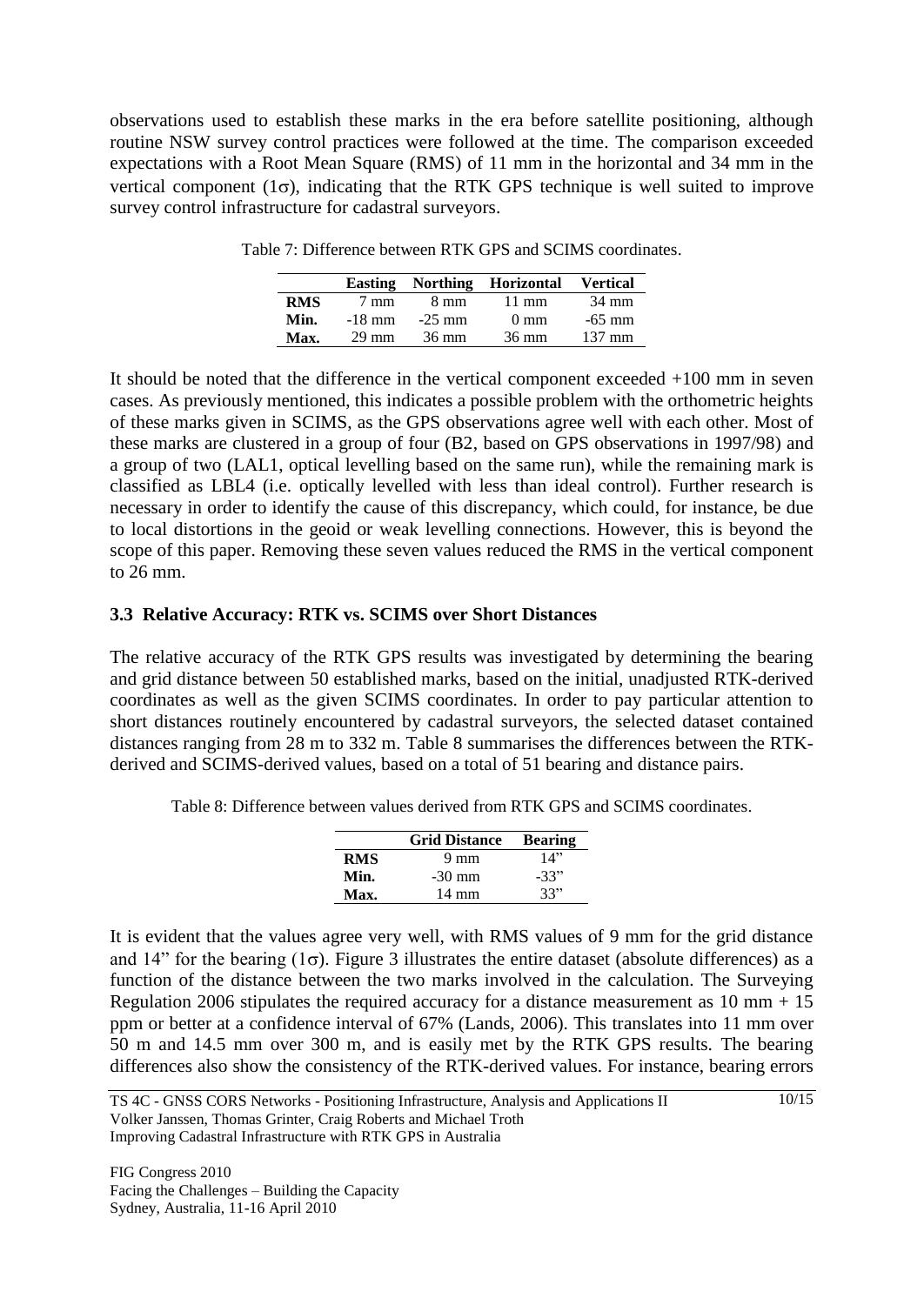observations used to establish these marks in the era before satellite positioning, although routine NSW survey control practices were followed at the time. The comparison exceeded expectations with a Root Mean Square (RMS) of 11 mm in the horizontal and 34 mm in the vertical component (1σ), indicating that the RTK GPS technique is well suited to improve survey control infrastructure for cadastral surveyors.

Table 7: Difference between RTK GPS and SCIMS coordinates.

| | Easting | Northing | Horizontal | Vertical |
|---|---|---|---|---|
| **RMS** | 7 mm | 8 mm | 11 mm | 34 mm |
| **Min.** | -18 mm | -25 mm | 0 mm | -65 mm |
| **Max.** | 29 mm | 36 mm | 36 mm | 137 mm |

It should be noted that the difference in the vertical component exceeded +100 mm in seven cases. As previously mentioned, this indicates a possible problem with the orthometric heights of these marks given in SCIMS, as the GPS observations agree well with each other. Most of these marks are clustered in a group of four (B2, based on GPS observations in 1997/98) and a group of two (LAL1, optical levelling based on the same run), while the remaining mark is classified as LBL4 (i.e. optically levelled with less than ideal control). Further research is necessary in order to identify the cause of this discrepancy, which could, for instance, be due to local distortions in the geoid or weak levelling connections. However, this is beyond the scope of this paper. Removing these seven values reduced the RMS in the vertical component to 26 mm.

### 3.3 Relative Accuracy: RTK vs. SCIMS over Short Distances

The relative accuracy of the RTK GPS results was investigated by determining the bearing and grid distance between 50 established marks, based on the initial, unadjusted RTK-derived coordinates as well as the given SCIMS coordinates. In order to pay particular attention to short distances routinely encountered by cadastral surveyors, the selected dataset contained distances ranging from 28 m to 332 m. Table 8 summarises the differences between the RTK-derived and SCIMS-derived values, based on a total of 51 bearing and distance pairs.

Table 8: Difference between values derived from RTK GPS and SCIMS coordinates.

| | Grid Distance | Bearing |
|---|---|---|
| **RMS** | 9 mm | 14" |
| **Min.** | -30 mm | -33" |
| **Max.** | 14 mm | 33" |

It is evident that the values agree very well, with RMS values of 9 mm for the grid distance and 14" for the bearing (1σ). Figure 3 illustrates the entire dataset (absolute differences) as a function of the distance between the two marks involved in the calculation. The Surveying Regulation 2006 stipulates the required accuracy for a distance measurement as 10 mm + 15 ppm or better at a confidence interval of 67% (Lands, 2006). This translates into 11 mm over 50 m and 14.5 mm over 300 m, and is easily met by the RTK GPS results. The bearing differences also show the consistency of the RTK-derived values. For instance, bearing errors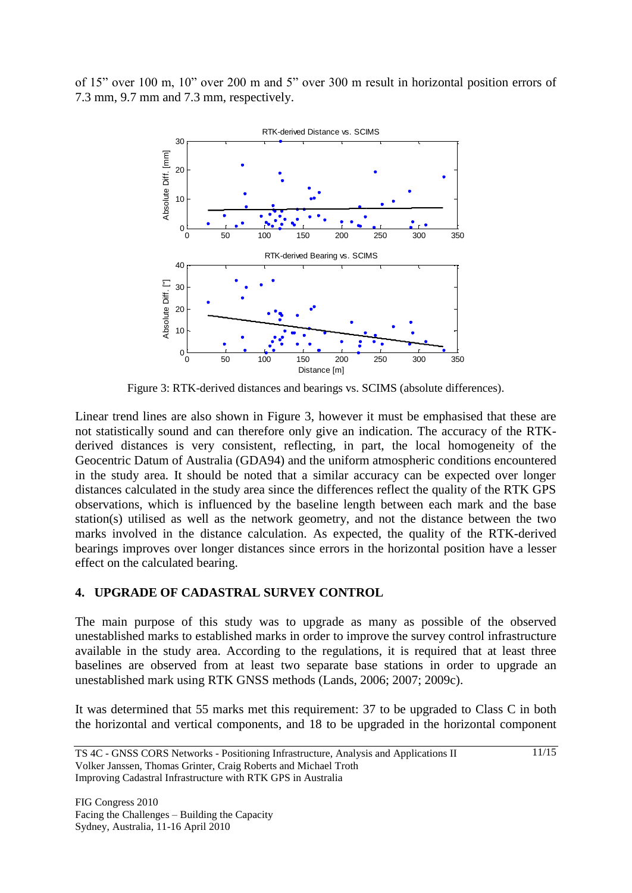of 15" over 100 m, 10" over 200 m and 5" over 300 m result in horizontal position errors of 7.3 mm, 9.7 mm and 7.3 mm, respectively.

Figure 3: RTK-derived distances and bearings vs. SCIMS (absolute differences).

Linear trend lines are also shown in Figure 3, however it must be emphasised that these are not statistically sound and can therefore only give an indication. The accuracy of the RTK-derived distances is very consistent, reflecting, in part, the local homogeneity of the Geocentric Datum of Australia (GDA94) and the uniform atmospheric conditions encountered in the study area. It should be noted that a similar accuracy can be expected over longer distances calculated in the study area since the differences reflect the quality of the RTK GPS observations, which is influenced by the baseline length between each mark and the base station(s) utilised as well as the network geometry, and not the distance between the two marks involved in the distance calculation. As expected, the quality of the RTK-derived bearings improves over longer distances since errors in the horizontal position have a lesser effect on the calculated bearing.

## 4. UPGRADE OF CADASTRAL SURVEY CONTROL

The main purpose of this study was to upgrade as many as possible of the observed unestablished marks to established marks in order to improve the survey control infrastructure available in the study area. According to the regulations, it is required that at least three baselines are observed from at least two separate base stations in order to upgrade an unestablished mark using RTK GNSS methods (Lands, 2006; 2007; 2009c).

It was determined that 55 marks met this requirement: 37 to be upgraded to Class C in both the horizontal and vertical components, and 18 to be upgraded in the horizontal component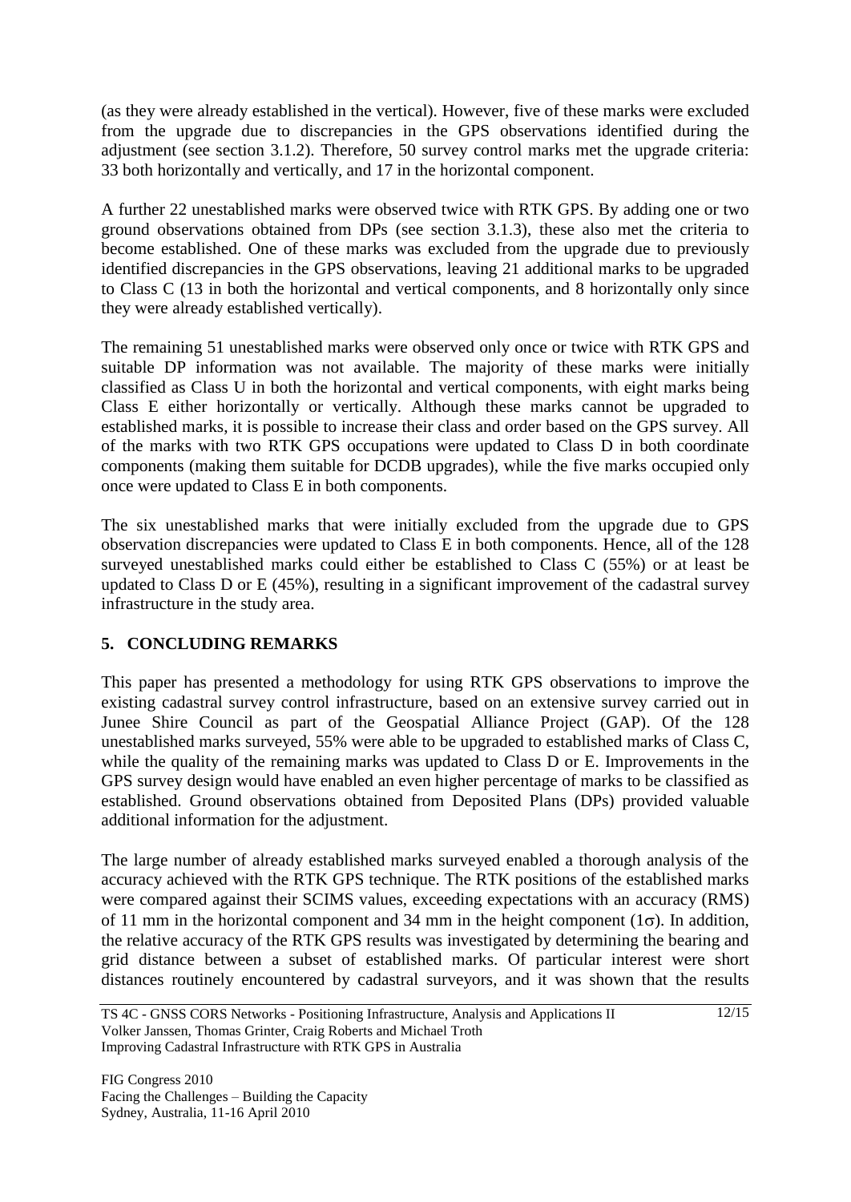(as they were already established in the vertical). However, five of these marks were excluded from the upgrade due to discrepancies in the GPS observations identified during the adjustment (see section 3.1.2). Therefore, 50 survey control marks met the upgrade criteria: 33 both horizontally and vertically, and 17 in the horizontal component.

A further 22 unestablished marks were observed twice with RTK GPS. By adding one or two ground observations obtained from DPs (see section 3.1.3), these also met the criteria to become established. One of these marks was excluded from the upgrade due to previously identified discrepancies in the GPS observations, leaving 21 additional marks to be upgraded to Class C (13 in both the horizontal and vertical components, and 8 horizontally only since they were already established vertically).

The remaining 51 unestablished marks were observed only once or twice with RTK GPS and suitable DP information was not available. The majority of these marks were initially classified as Class U in both the horizontal and vertical components, with eight marks being Class E either horizontally or vertically. Although these marks cannot be upgraded to established marks, it is possible to increase their class and order based on the GPS survey. All of the marks with two RTK GPS occupations were updated to Class D in both coordinate components (making them suitable for DCDB upgrades), while the five marks occupied only once were updated to Class E in both components.

The six unestablished marks that were initially excluded from the upgrade due to GPS observation discrepancies were updated to Class E in both components. Hence, all of the 128 surveyed unestablished marks could either be established to Class C (55%) or at least be updated to Class D or E (45%), resulting in a significant improvement of the cadastral survey infrastructure in the study area.

## 5. CONCLUDING REMARKS

This paper has presented a methodology for using RTK GPS observations to improve the existing cadastral survey control infrastructure, based on an extensive survey carried out in Junee Shire Council as part of the Geospatial Alliance Project (GAP). Of the 128 unestablished marks surveyed, 55% were able to be upgraded to established marks of Class C, while the quality of the remaining marks was updated to Class D or E. Improvements in the GPS survey design would have enabled an even higher percentage of marks to be classified as established. Ground observations obtained from Deposited Plans (DPs) provided valuable additional information for the adjustment.

The large number of already established marks surveyed enabled a thorough analysis of the accuracy achieved with the RTK GPS technique. The RTK positions of the established marks were compared against their SCIMS values, exceeding expectations with an accuracy (RMS) of 11 mm in the horizontal component and 34 mm in the height component ($1\sigma$). In addition, the relative accuracy of the RTK GPS results was investigated by determining the bearing and grid distance between a subset of established marks. Of particular interest were short distances routinely encountered by cadastral surveyors, and it was shown that the results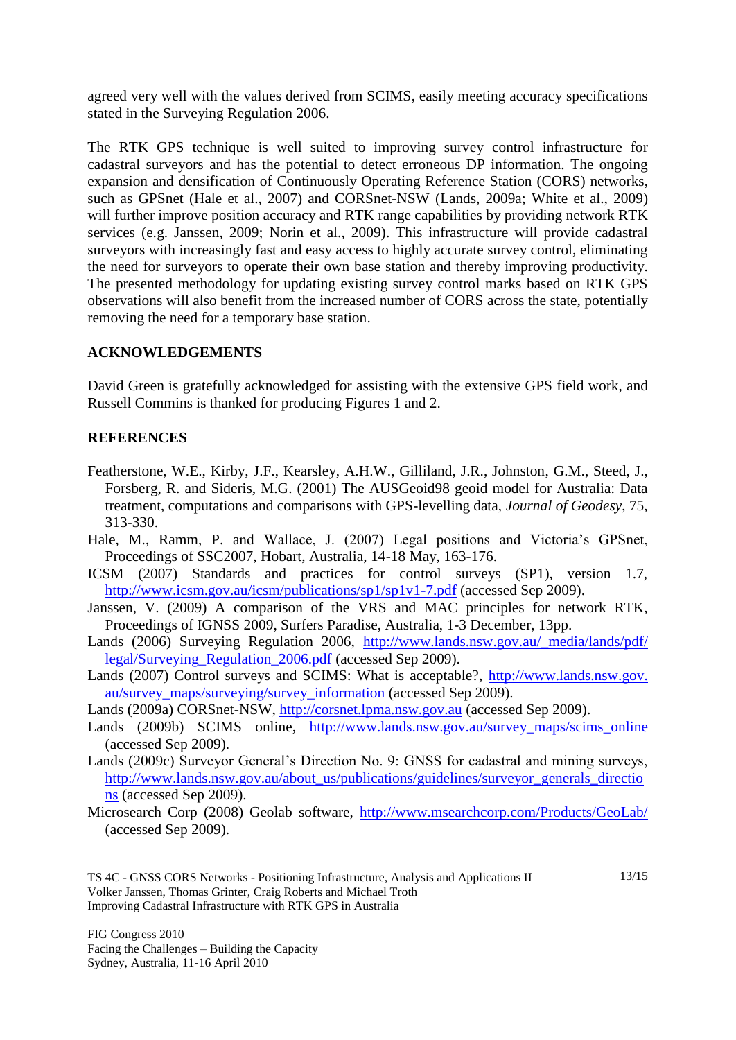agreed very well with the values derived from SCIMS, easily meeting accuracy specifications stated in the Surveying Regulation 2006.

The RTK GPS technique is well suited to improving survey control infrastructure for cadastral surveyors and has the potential to detect erroneous DP information. The ongoing expansion and densification of Continuously Operating Reference Station (CORS) networks, such as GPSnet (Hale et al., 2007) and CORSnet-NSW (Lands, 2009a; White et al., 2009) will further improve position accuracy and RTK range capabilities by providing network RTK services (e.g. Janssen, 2009; Norin et al., 2009). This infrastructure will provide cadastral surveyors with increasingly fast and easy access to highly accurate survey control, eliminating the need for surveyors to operate their own base station and thereby improving productivity. The presented methodology for updating existing survey control marks based on RTK GPS observations will also benefit from the increased number of CORS across the state, potentially removing the need for a temporary base station.

## ACKNOWLEDGEMENTS

David Green is gratefully acknowledged for assisting with the extensive GPS field work, and Russell Commins is thanked for producing Figures 1 and 2.

## REFERENCES

Featherstone, W.E., Kirby, J.F., Kearsley, A.H.W., Gilliland, J.R., Johnston, G.M., Steed, J., Forsberg, R. and Sideris, M.G. (2001) The AUSGeoid98 geoid model for Australia: Data treatment, computations and comparisons with GPS-levelling data, *Journal of Geodesy*, 75, 313-330.

Hale, M., Ramm, P. and Wallace, J. (2007) Legal positions and Victoria's GPSnet, Proceedings of SSC2007, Hobart, Australia, 14-18 May, 163-176.

ICSM (2007) Standards and practices for control surveys (SP1), version 1.7, http://www.icsm.gov.au/icsm/publications/sp1/sp1v1-7.pdf (accessed Sep 2009).

Janssen, V. (2009) A comparison of the VRS and MAC principles for network RTK, Proceedings of IGNSS 2009, Surfers Paradise, Australia, 1-3 December, 13pp.

Lands (2006) Surveying Regulation 2006, http://www.lands.nsw.gov.au/_media/lands/pdf/legal/Surveying_Regulation_2006.pdf (accessed Sep 2009).

Lands (2007) Control surveys and SCIMS: What is acceptable?, http://www.lands.nsw.gov.au/survey_maps/surveying/survey_information (accessed Sep 2009).

Lands (2009a) CORSnet-NSW, http://corsnet.lpma.nsw.gov.au (accessed Sep 2009).

Lands (2009b) SCIMS online, http://www.lands.nsw.gov.au/survey_maps/scims_online (accessed Sep 2009).

Lands (2009c) Surveyor General's Direction No. 9: GNSS for cadastral and mining surveys, http://www.lands.nsw.gov.au/about_us/publications/guidelines/surveyor_generals_directions (accessed Sep 2009).

Microsearch Corp (2008) Geolab software, http://www.msearchcorp.com/Products/GeoLab/ (accessed Sep 2009).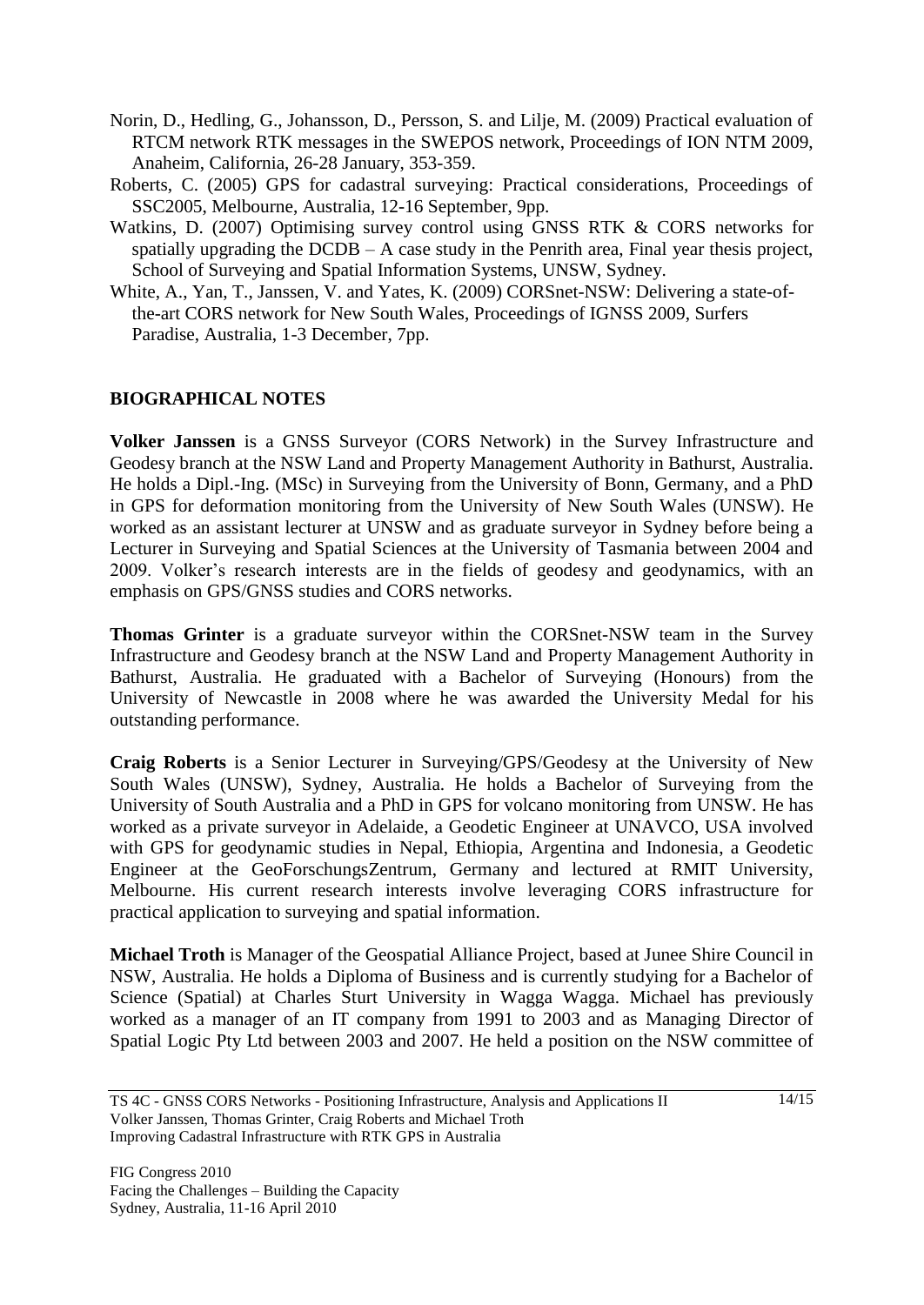Norin, D., Hedling, G., Johansson, D., Persson, S. and Lilje, M. (2009) Practical evaluation of RTCM network RTK messages in the SWEPOS network, Proceedings of ION NTM 2009, Anaheim, California, 26-28 January, 353-359.

Roberts, C. (2005) GPS for cadastral surveying: Practical considerations, Proceedings of SSC2005, Melbourne, Australia, 12-16 September, 9pp.

Watkins, D. (2007) Optimising survey control using GNSS RTK & CORS networks for spatially upgrading the DCDB – A case study in the Penrith area, Final year thesis project, School of Surveying and Spatial Information Systems, UNSW, Sydney.

White, A., Yan, T., Janssen, V. and Yates, K. (2009) CORSnet-NSW: Delivering a state-of-the-art CORS network for New South Wales, Proceedings of IGNSS 2009, Surfers Paradise, Australia, 1-3 December, 7pp.

## BIOGRAPHICAL NOTES

**Volker Janssen** is a GNSS Surveyor (CORS Network) in the Survey Infrastructure and Geodesy branch at the NSW Land and Property Management Authority in Bathurst, Australia. He holds a Dipl.-Ing. (MSc) in Surveying from the University of Bonn, Germany, and a PhD in GPS for deformation monitoring from the University of New South Wales (UNSW). He worked as an assistant lecturer at UNSW and as graduate surveyor in Sydney before being a Lecturer in Surveying and Spatial Sciences at the University of Tasmania between 2004 and 2009. Volker's research interests are in the fields of geodesy and geodynamics, with an emphasis on GPS/GNSS studies and CORS networks.

**Thomas Grinter** is a graduate surveyor within the CORSnet-NSW team in the Survey Infrastructure and Geodesy branch at the NSW Land and Property Management Authority in Bathurst, Australia. He graduated with a Bachelor of Surveying (Honours) from the University of Newcastle in 2008 where he was awarded the University Medal for his outstanding performance.

**Craig Roberts** is a Senior Lecturer in Surveying/GPS/Geodesy at the University of New South Wales (UNSW), Sydney, Australia. He holds a Bachelor of Surveying from the University of South Australia and a PhD in GPS for volcano monitoring from UNSW. He has worked as a private surveyor in Adelaide, a Geodetic Engineer at UNAVCO, USA involved with GPS for geodynamic studies in Nepal, Ethiopia, Argentina and Indonesia, a Geodetic Engineer at the GeoForschungsZentrum, Germany and lectured at RMIT University, Melbourne. His current research interests involve leveraging CORS infrastructure for practical application to surveying and spatial information.

**Michael Troth** is Manager of the Geospatial Alliance Project, based at Junee Shire Council in NSW, Australia. He holds a Diploma of Business and is currently studying for a Bachelor of Science (Spatial) at Charles Sturt University in Wagga Wagga. Michael has previously worked as a manager of an IT company from 1991 to 2003 and as Managing Director of Spatial Logic Pty Ltd between 2003 and 2007. He held a position on the NSW committee of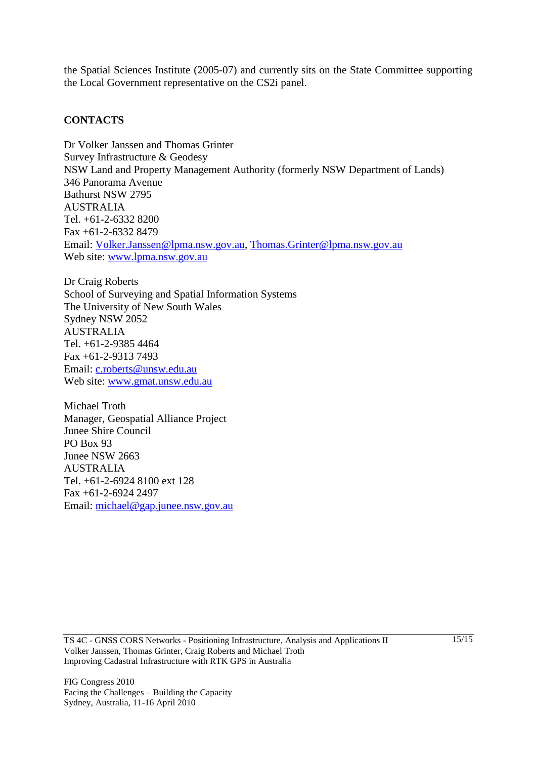the Spatial Sciences Institute (2005-07) and currently sits on the State Committee supporting the Local Government representative on the CS2i panel.

## CONTACTS

Dr Volker Janssen and Thomas Grinter  
Survey Infrastructure & Geodesy  
NSW Land and Property Management Authority (formerly NSW Department of Lands)  
346 Panorama Avenue  
Bathurst NSW 2795  
AUSTRALIA  
Tel. +61-2-6332 8200  
Fax +61-2-6332 8479  
Email: Volker.Janssen@lpma.nsw.gov.au, Thomas.Grinter@lpma.nsw.gov.au  
Web site: www.lpma.nsw.gov.au

Dr Craig Roberts  
School of Surveying and Spatial Information Systems  
The University of New South Wales  
Sydney NSW 2052  
AUSTRALIA  
Tel. +61-2-9385 4464  
Fax +61-2-9313 7493  
Email: c.roberts@unsw.edu.au  
Web site: www.gmat.unsw.edu.au

Michael Troth  
Manager, Geospatial Alliance Project  
Junee Shire Council  
PO Box 93  
Junee NSW 2663  
AUSTRALIA  
Tel. +61-2-6924 8100 ext 128  
Fax +61-2-6924 2497  
Email: michael@gap.junee.nsw.gov.au